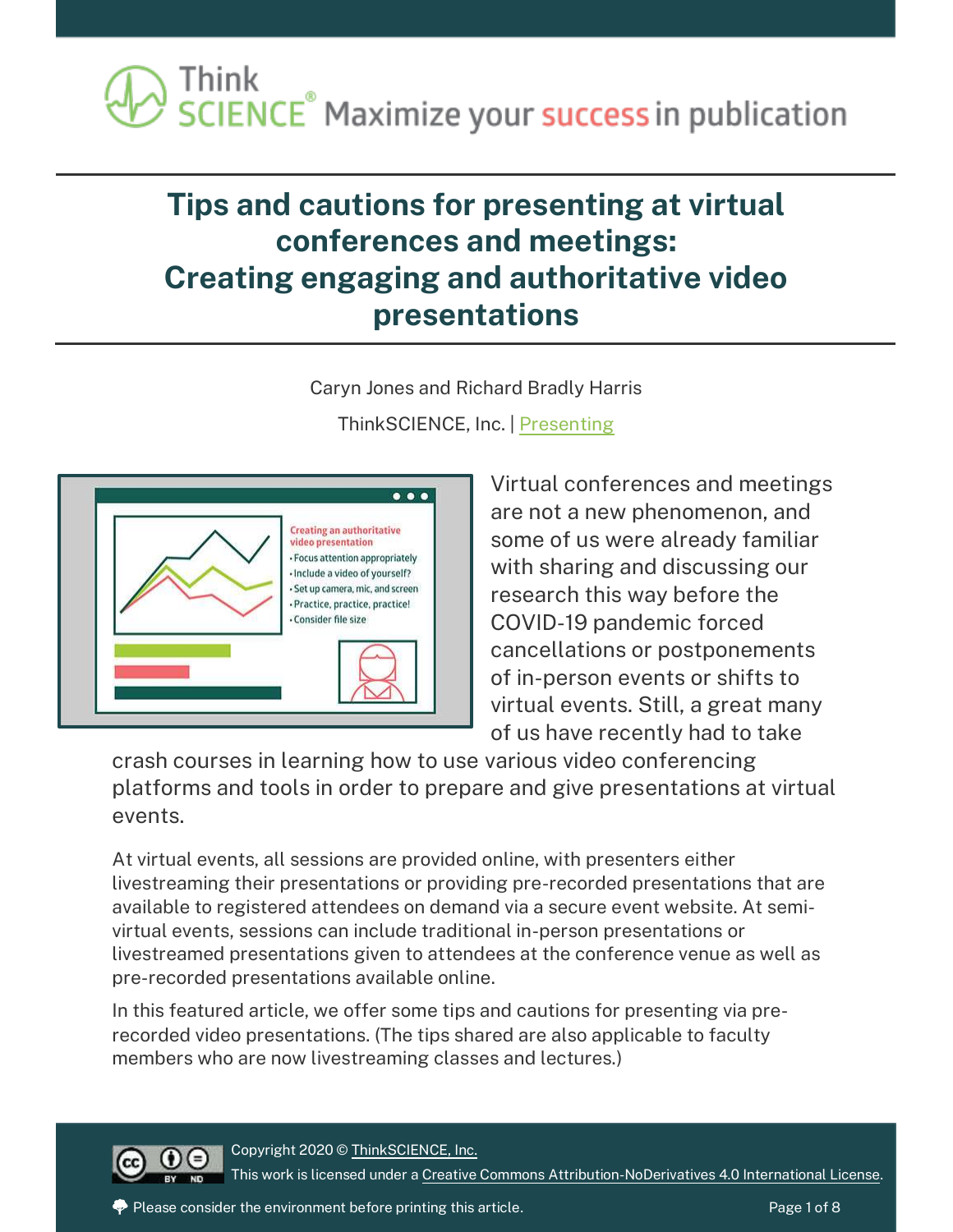# Tips and cautions for presenting at virtual conferences and meetings: Creating engaging and authoritative video presentations

Caryn Jones and Richard Bradly Harris

ThinkSCIENCE, Inc. | Presenting

Virtual conferences and meetings are not a new phenomenon, and some of us were already familiar with sharing and discussing our research this way before the COVID-19 pandemic forced cancellations or postponements of in-person events or shifts to virtual events. Still, a great many of us have recently had to take crash courses in learning how to use various video conferencing platforms and tools in order to prepare and give presentations at virtual events.

At virtual events, all sessions are provided online, with presenters either livestreaming their presentations or providing pre-recorded presentations that are available to registered attendees on demand via a secure event website. At semi-virtual events, sessions can include traditional in-person presentations or livestreamed presentations given to attendees at the conference venue as well as pre-recorded presentations available online.

In this featured article, we offer some tips and cautions for presenting via pre-recorded video presentations. (The tips shared are also applicable to faculty members who are now livestreaming classes and lectures.)

Copyright 2020 © ThinkSCIENCE, Inc.

This work is licensed under a Creative Commons Attribution-NoDerivatives 4.0 International License.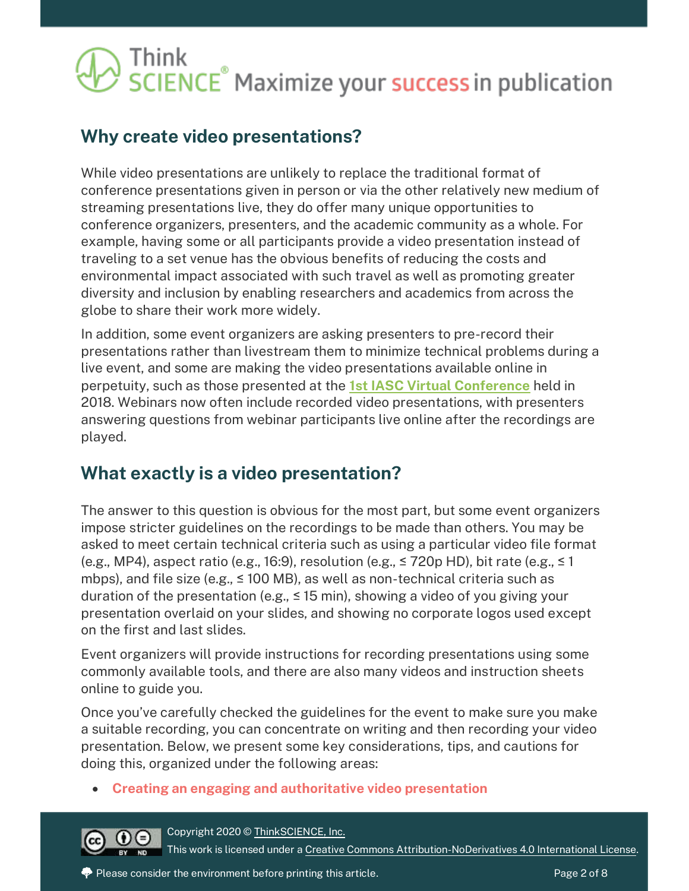## Why create video presentations?

While video presentations are unlikely to replace the traditional format of conference presentations given in person or via the other relatively new medium of streaming presentations live, they do offer many unique opportunities to conference organizers, presenters, and the academic community as a whole. For example, having some or all participants provide a video presentation instead of traveling to a set venue has the obvious benefits of reducing the costs and environmental impact associated with such travel as well as promoting greater diversity and inclusion by enabling researchers and academics from across the globe to share their work more widely.

In addition, some event organizers are asking presenters to pre-record their presentations rather than livestream them to minimize technical problems during a live event, and some are making the video presentations available online in perpetuity, such as those presented at the [1st IASC Virtual Conference] held in 2018. Webinars now often include recorded video presentations, with presenters answering questions from webinar participants live online after the recordings are played.

## What exactly is a video presentation?

The answer to this question is obvious for the most part, but some event organizers impose stricter guidelines on the recordings to be made than others. You may be asked to meet certain technical criteria such as using a particular video file format (e.g., MP4), aspect ratio (e.g., 16:9), resolution (e.g., ≤ 720p HD), bit rate (e.g., ≤ 1 mbps), and file size (e.g., ≤ 100 MB), as well as non-technical criteria such as duration of the presentation (e.g., ≤ 15 min), showing a video of you giving your presentation overlaid on your slides, and showing no corporate logos used except on the first and last slides.

Event organizers will provide instructions for recording presentations using some commonly available tools, and there are also many videos and instruction sheets online to guide you.

Once you've carefully checked the guidelines for the event to make sure you make a suitable recording, you can concentrate on writing and then recording your video presentation. Below, we present some key considerations, tips, and cautions for doing this, organized under the following areas:

- **Creating an engaging and authoritative video presentation**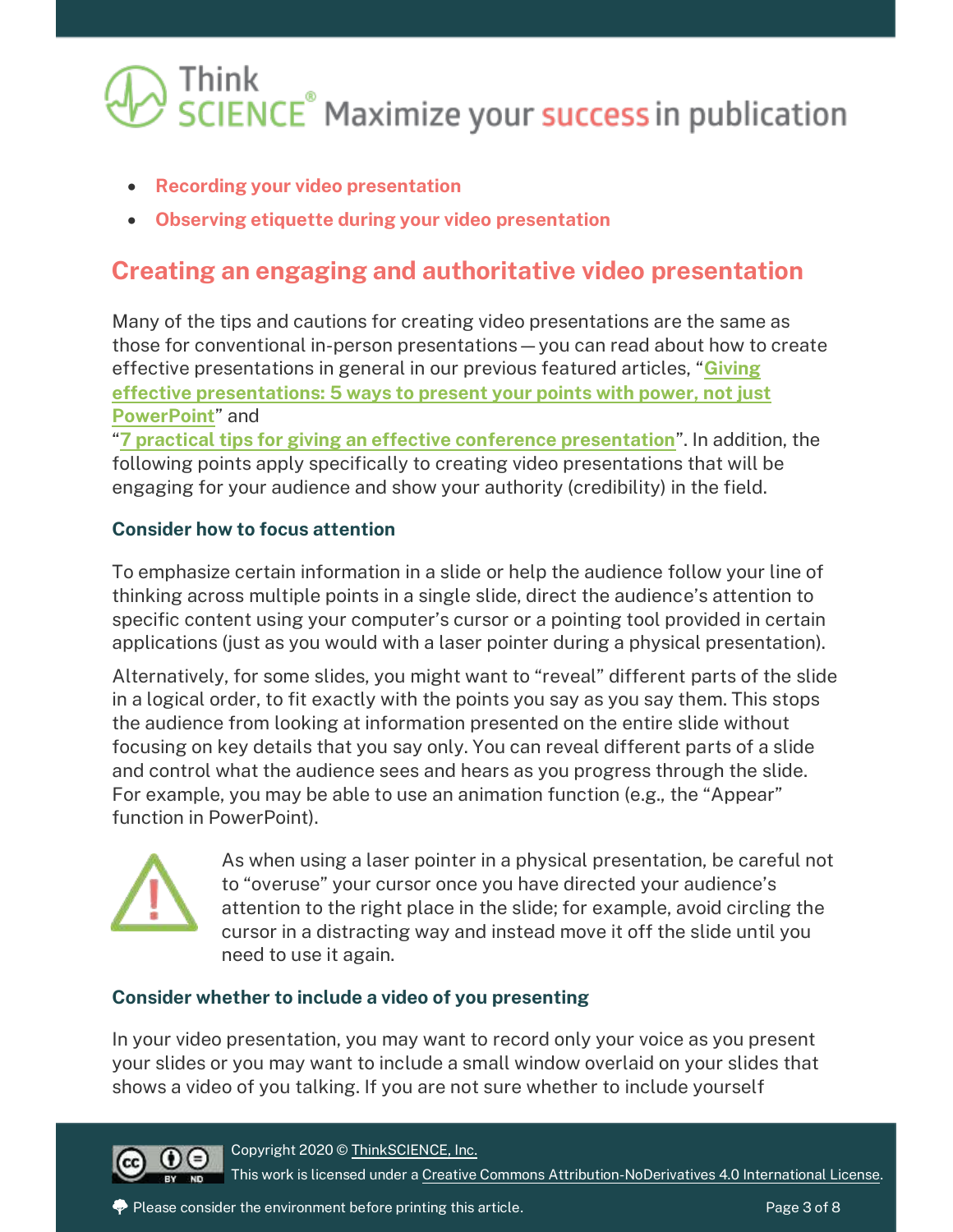- **Recording your video presentation**
- **Observing etiquette during your video presentation**

## Creating an engaging and authoritative video presentation

Many of the tips and cautions for creating video presentations are the same as those for conventional in-person presentations — you can read about how to create effective presentations in general in our previous featured articles, "**Giving effective presentations: 5 ways to present your points with power, not just PowerPoint**" and "**7 practical tips for giving an effective conference presentation**". In addition, the following points apply specifically to creating video presentations that will be engaging for your audience and show your authority (credibility) in the field.

### Consider how to focus attention

To emphasize certain information in a slide or help the audience follow your line of thinking across multiple points in a single slide, direct the audience's attention to specific content using your computer's cursor or a pointing tool provided in certain applications (just as you would with a laser pointer during a physical presentation).

Alternatively, for some slides, you might want to "reveal" different parts of the slide in a logical order, to fit exactly with the points you say as you say them. This stops the audience from looking at information presented on the entire slide without focusing on key details that you say only. You can reveal different parts of a slide and control what the audience sees and hears as you progress through the slide. For example, you may be able to use an animation function (e.g., the "Appear" function in PowerPoint).

As when using a laser pointer in a physical presentation, be careful not to "overuse" your cursor once you have directed your audience's attention to the right place in the slide; for example, avoid circling the cursor in a distracting way and instead move it off the slide until you need to use it again.

### Consider whether to include a video of you presenting

In your video presentation, you may want to record only your voice as you present your slides or you may want to include a small window overlaid on your slides that shows a video of you talking. If you are not sure whether to include yourself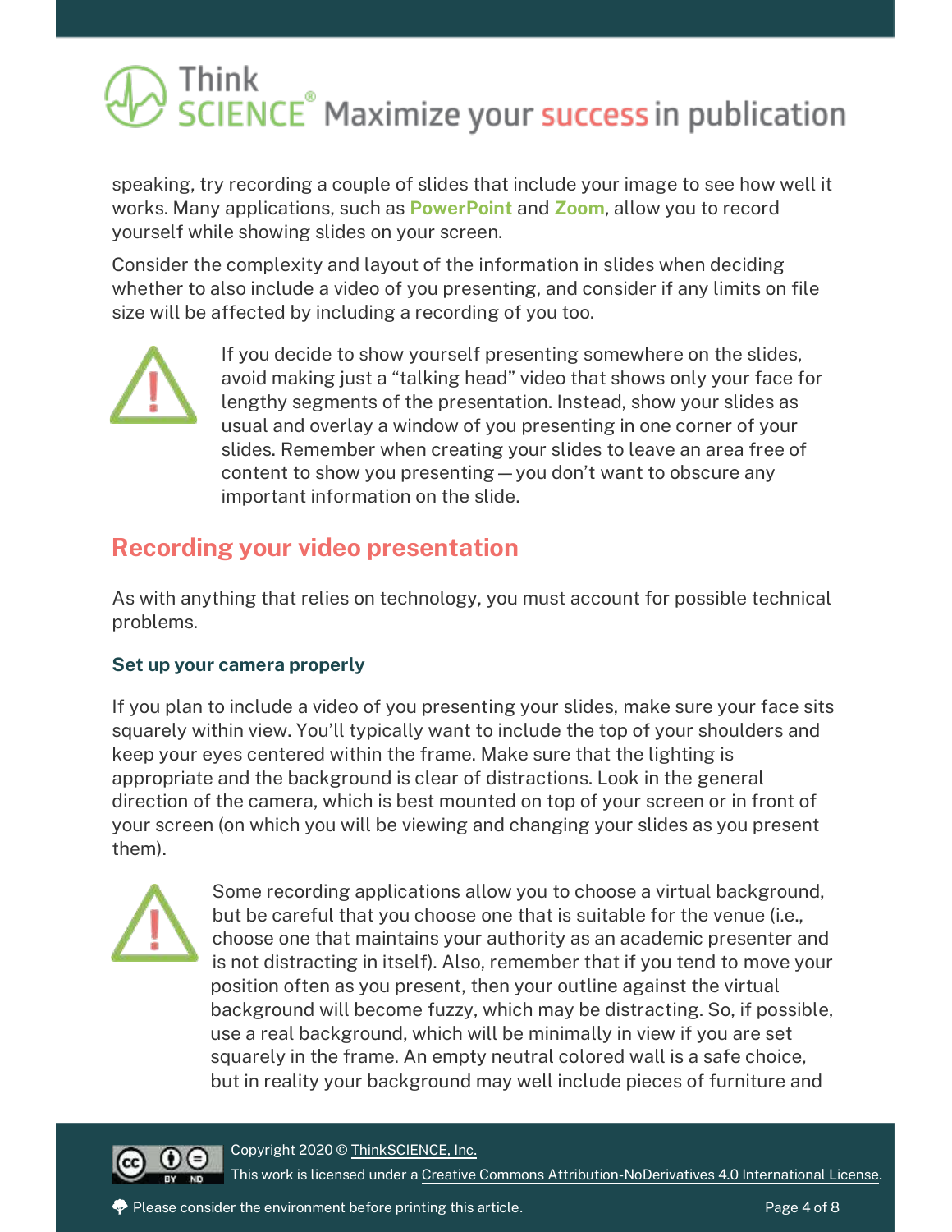speaking, try recording a couple of slides that include your image to see how well it works. Many applications, such as **PowerPoint** and **Zoom**, allow you to record yourself while showing slides on your screen.

Consider the complexity and layout of the information in slides when deciding whether to also include a video of you presenting, and consider if any limits on file size will be affected by including a recording of you too.

If you decide to show yourself presenting somewhere on the slides, avoid making just a "talking head" video that shows only your face for lengthy segments of the presentation. Instead, show your slides as usual and overlay a window of you presenting in one corner of your slides. Remember when creating your slides to leave an area free of content to show you presenting — you don't want to obscure any important information on the slide.

## Recording your video presentation

As with anything that relies on technology, you must account for possible technical problems.

### Set up your camera properly

If you plan to include a video of you presenting your slides, make sure your face sits squarely within view. You'll typically want to include the top of your shoulders and keep your eyes centered within the frame. Make sure that the lighting is appropriate and the background is clear of distractions. Look in the general direction of the camera, which is best mounted on top of your screen or in front of your screen (on which you will be viewing and changing your slides as you present them).

Some recording applications allow you to choose a virtual background, but be careful that you choose one that is suitable for the venue (i.e., choose one that maintains your authority as an academic presenter and is not distracting in itself). Also, remember that if you tend to move your position often as you present, then your outline against the virtual background will become fuzzy, which may be distracting. So, if possible, use a real background, which will be minimally in view if you are set squarely in the frame. An empty neutral colored wall is a safe choice, but in reality your background may well include pieces of furniture and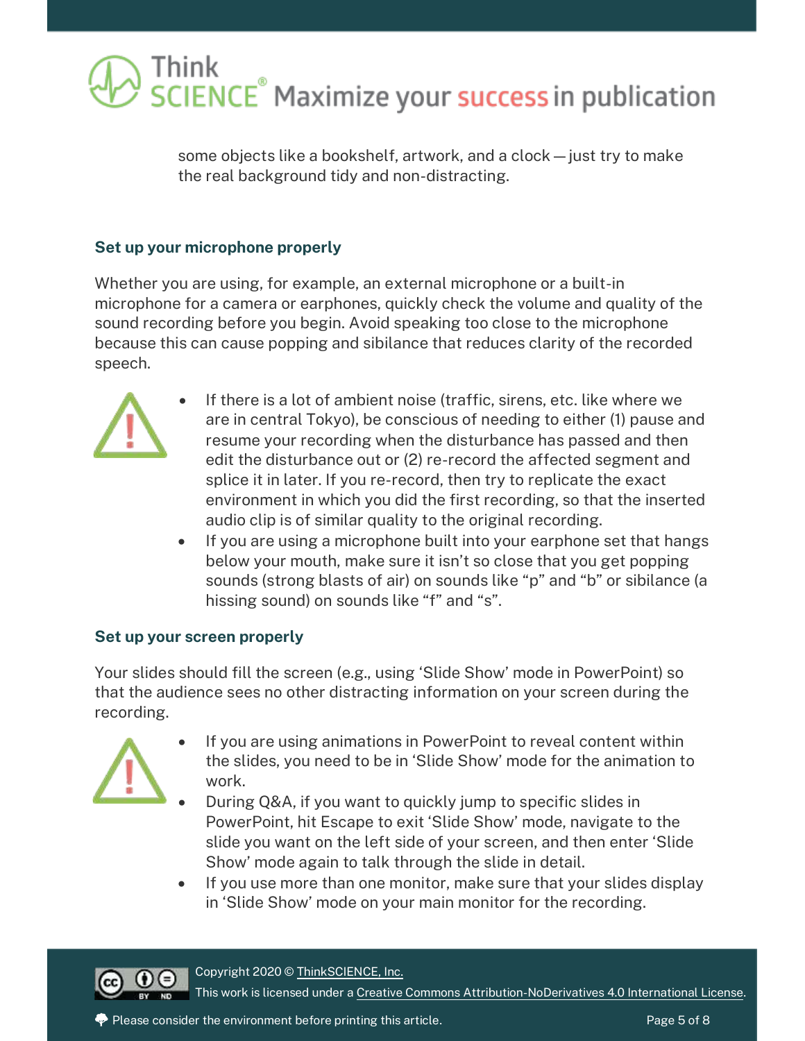some objects like a bookshelf, artwork, and a clock — just try to make the real background tidy and non-distracting.

### Set up your microphone properly

Whether you are using, for example, an external microphone or a built-in microphone for a camera or earphones, quickly check the volume and quality of the sound recording before you begin. Avoid speaking too close to the microphone because this can cause popping and sibilance that reduces clarity of the recorded speech.

- If there is a lot of ambient noise (traffic, sirens, etc. like where we are in central Tokyo), be conscious of needing to either (1) pause and resume your recording when the disturbance has passed and then edit the disturbance out or (2) re-record the affected segment and splice it in later. If you re-record, then try to replicate the exact environment in which you did the first recording, so that the inserted audio clip is of similar quality to the original recording.
- If you are using a microphone built into your earphone set that hangs below your mouth, make sure it isn't so close that you get popping sounds (strong blasts of air) on sounds like "p" and "b" or sibilance (a hissing sound) on sounds like "f" and "s".

### Set up your screen properly

Your slides should fill the screen (e.g., using 'Slide Show' mode in PowerPoint) so that the audience sees no other distracting information on your screen during the recording.

- If you are using animations in PowerPoint to reveal content within the slides, you need to be in 'Slide Show' mode for the animation to work.
- During Q&A, if you want to quickly jump to specific slides in PowerPoint, hit Escape to exit 'Slide Show' mode, navigate to the slide you want on the left side of your screen, and then enter 'Slide Show' mode again to talk through the slide in detail.
- If you use more than one monitor, make sure that your slides display in 'Slide Show' mode on your main monitor for the recording.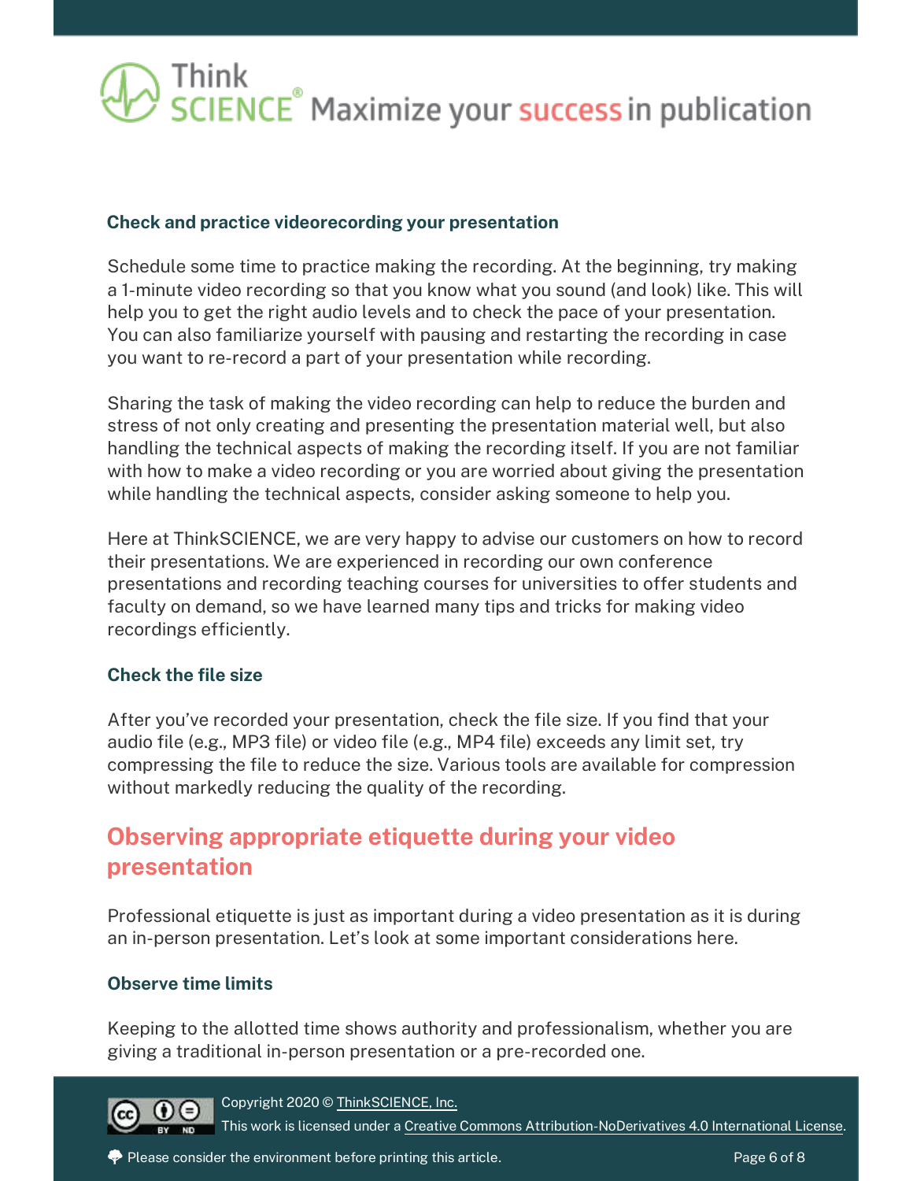### Check and practice videorecording your presentation

Schedule some time to practice making the recording. At the beginning, try making a 1-minute video recording so that you know what you sound (and look) like. This will help you to get the right audio levels and to check the pace of your presentation. You can also familiarize yourself with pausing and restarting the recording in case you want to re-record a part of your presentation while recording.

Sharing the task of making the video recording can help to reduce the burden and stress of not only creating and presenting the presentation material well, but also handling the technical aspects of making the recording itself. If you are not familiar with how to make a video recording or you are worried about giving the presentation while handling the technical aspects, consider asking someone to help you.

Here at ThinkSCIENCE, we are very happy to advise our customers on how to record their presentations. We are experienced in recording our own conference presentations and recording teaching courses for universities to offer students and faculty on demand, so we have learned many tips and tricks for making video recordings efficiently.

### Check the file size

After you've recorded your presentation, check the file size. If you find that your audio file (e.g., MP3 file) or video file (e.g., MP4 file) exceeds any limit set, try compressing the file to reduce the size. Various tools are available for compression without markedly reducing the quality of the recording.

## Observing appropriate etiquette during your video presentation

Professional etiquette is just as important during a video presentation as it is during an in-person presentation. Let's look at some important considerations here.

### Observe time limits

Keeping to the allotted time shows authority and professionalism, whether you are giving a traditional in-person presentation or a pre-recorded one.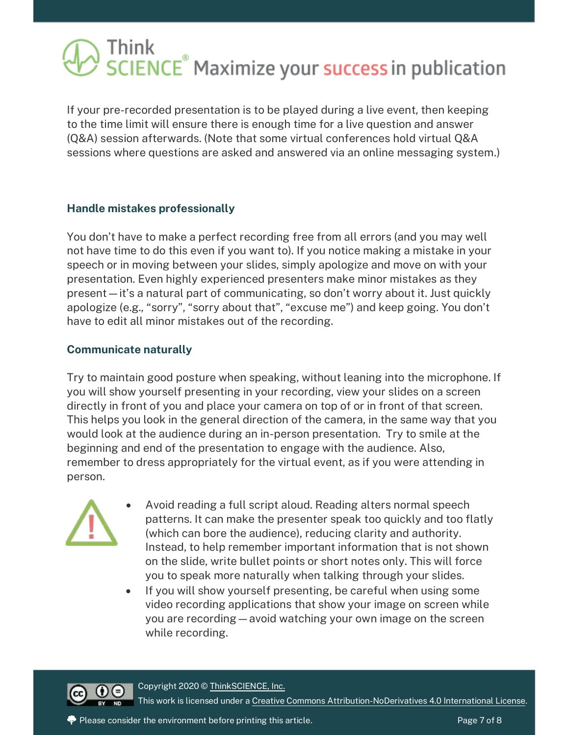If your pre-recorded presentation is to be played during a live event, then keeping to the time limit will ensure there is enough time for a live question and answer (Q&A) session afterwards. (Note that some virtual conferences hold virtual Q&A sessions where questions are asked and answered via an online messaging system.)

### Handle mistakes professionally

You don't have to make a perfect recording free from all errors (and you may well not have time to do this even if you want to). If you notice making a mistake in your speech or in moving between your slides, simply apologize and move on with your presentation. Even highly experienced presenters make minor mistakes as they present — it's a natural part of communicating, so don't worry about it. Just quickly apologize (e.g., "sorry", "sorry about that", "excuse me") and keep going. You don't have to edit all minor mistakes out of the recording.

### Communicate naturally

Try to maintain good posture when speaking, without leaning into the microphone. If you will show yourself presenting in your recording, view your slides on a screen directly in front of you and place your camera on top of or in front of that screen. This helps you look in the general direction of the camera, in the same way that you would look at the audience during an in-person presentation. Try to smile at the beginning and end of the presentation to engage with the audience. Also, remember to dress appropriately for the virtual event, as if you were attending in person.

- Avoid reading a full script aloud. Reading alters normal speech patterns. It can make the presenter speak too quickly and too flatly (which can bore the audience), reducing clarity and authority. Instead, to help remember important information that is not shown on the slide, write bullet points or short notes only. This will force you to speak more naturally when talking through your slides.
- If you will show yourself presenting, be careful when using some video recording applications that show your image on screen while you are recording — avoid watching your own image on the screen while recording.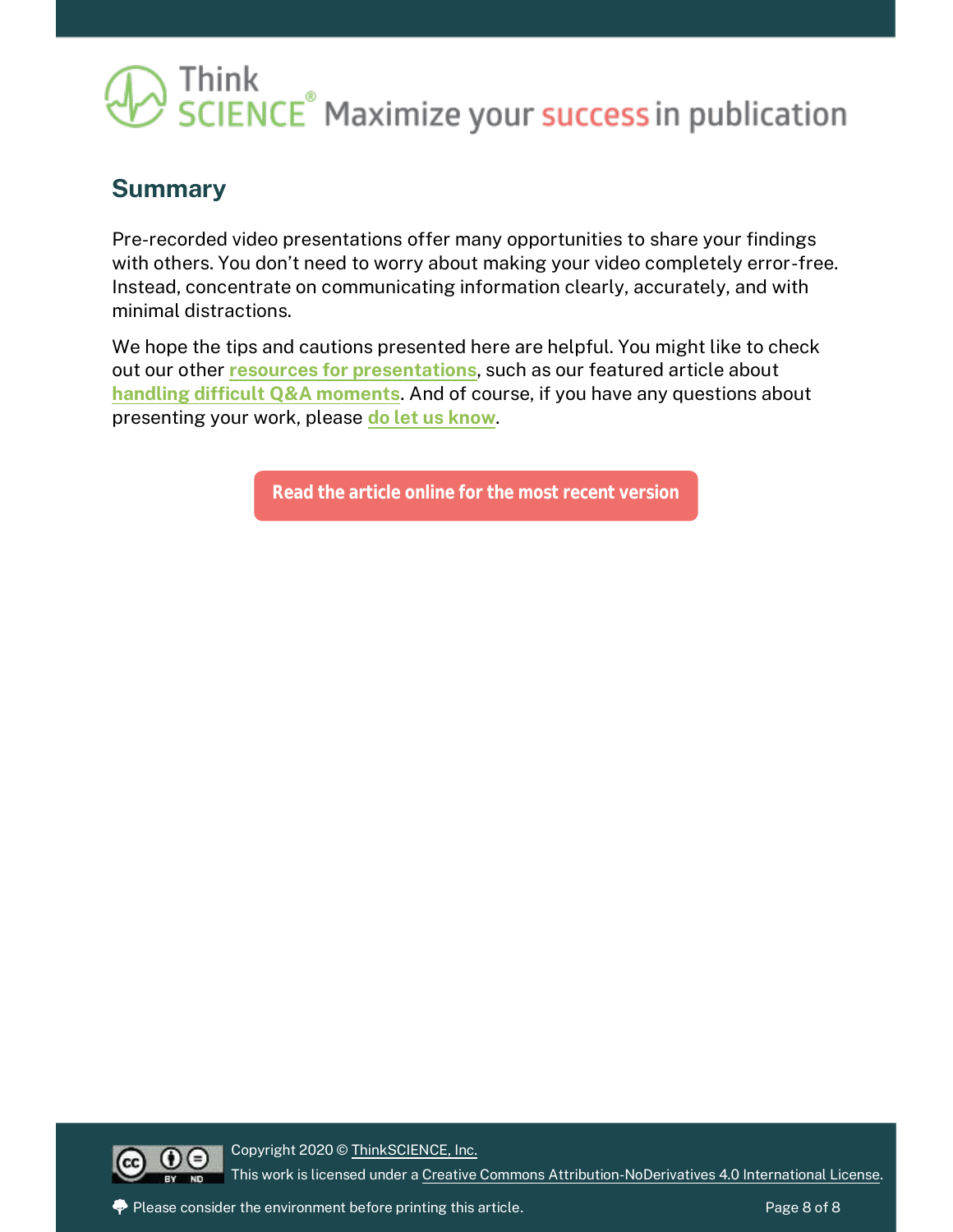## Summary

Pre-recorded video presentations offer many opportunities to share your findings with others. You don't need to worry about making your video completely error-free. Instead, concentrate on communicating information clearly, accurately, and with minimal distractions.

We hope the tips and cautions presented here are helpful. You might like to check out our other **resources for presentations**, such as our featured article about **handling difficult Q&A moments**. And of course, if you have any questions about presenting your work, please **do let us know**.

**Read the article online for the most recent version**

Copyright 2020 © ThinkSCIENCE, Inc.

This work is licensed under a Creative Commons Attribution-NoDerivatives 4.0 International License.

Please consider the environment before printing this article.